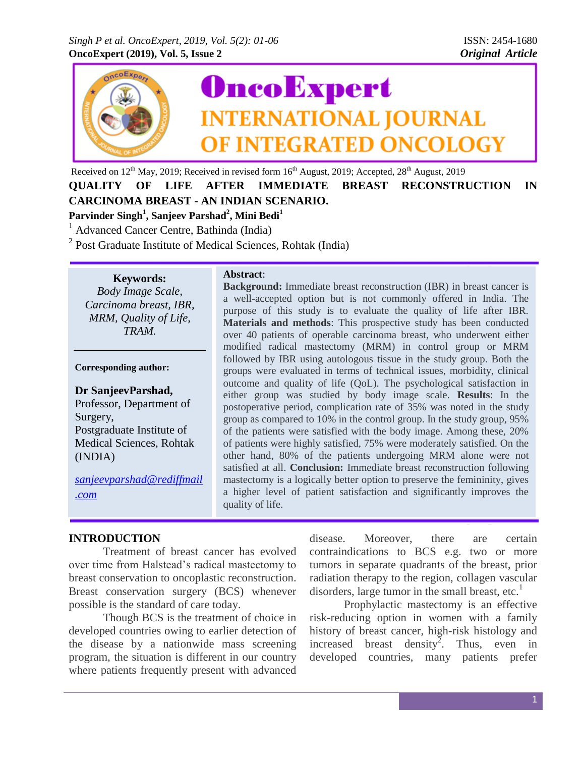Received on 12th May, 2019; Received in revised form 16th August, 2019; Accepted, 28th August, 2019

# QUALITY OF LIFE AFTER IMMEDIATE BREAST RECONSTRUCTION IN CARCINOMA BREAST - AN INDIAN SCENARIO.

**Parvinder Singh[1], Sanjeev Parshad[2], Mini Bedi[1]**

[1] Advanced Cancer Centre, Bathinda (India)

[2] Post Graduate Institute of Medical Sciences, Rohtak (India)

**Keywords:**
*Body Image Scale, Carcinoma breast, IBR, MRM, Quality of Life, TRAM.*

**Corresponding author:**

**Dr SanjeevParshad,**
Professor, Department of Surgery,
Postgraduate Institute of Medical Sciences, Rohtak (INDIA)

*sanjeevparshad@rediffmail.com*

**Abstract**:

**Background:** Immediate breast reconstruction (IBR) in breast cancer is a well-accepted option but is not commonly offered in India. The purpose of this study is to evaluate the quality of life after IBR. **Materials and methods**: This prospective study has been conducted over 40 patients of operable carcinoma breast, who underwent either modified radical mastectomy (MRM) in control group or MRM followed by IBR using autologous tissue in the study group. Both the groups were evaluated in terms of technical issues, morbidity, clinical outcome and quality of life (QoL). The psychological satisfaction in either group was studied by body image scale. **Results**: In the postoperative period, complication rate of 35% was noted in the study group as compared to 10% in the control group. In the study group, 95% of the patients were satisfied with the body image. Among these, 20% of patients were highly satisfied, 75% were moderately satisfied. On the other hand, 80% of the patients undergoing MRM alone were not satisfied at all. **Conclusion:** Immediate breast reconstruction following mastectomy is a logically better option to preserve the femininity, gives a higher level of patient satisfaction and significantly improves the quality of life.

## INTRODUCTION

Treatment of breast cancer has evolved over time from Halstead's radical mastectomy to breast conservation to oncoplastic reconstruction. Breast conservation surgery (BCS) whenever possible is the standard of care today.

Though BCS is the treatment of choice in developed countries owing to earlier detection of the disease by a nationwide mass screening program, the situation is different in our country where patients frequently present with advanced disease. Moreover, there are certain contraindications to BCS e.g. two or more tumors in separate quadrants of the breast, prior radiation therapy to the region, collagen vascular disorders, large tumor in the small breast, etc.[1]

Prophylactic mastectomy is an effective risk-reducing option in women with a family history of breast cancer, high-risk histology and increased breast density[2]. Thus, even in developed countries, many patients prefer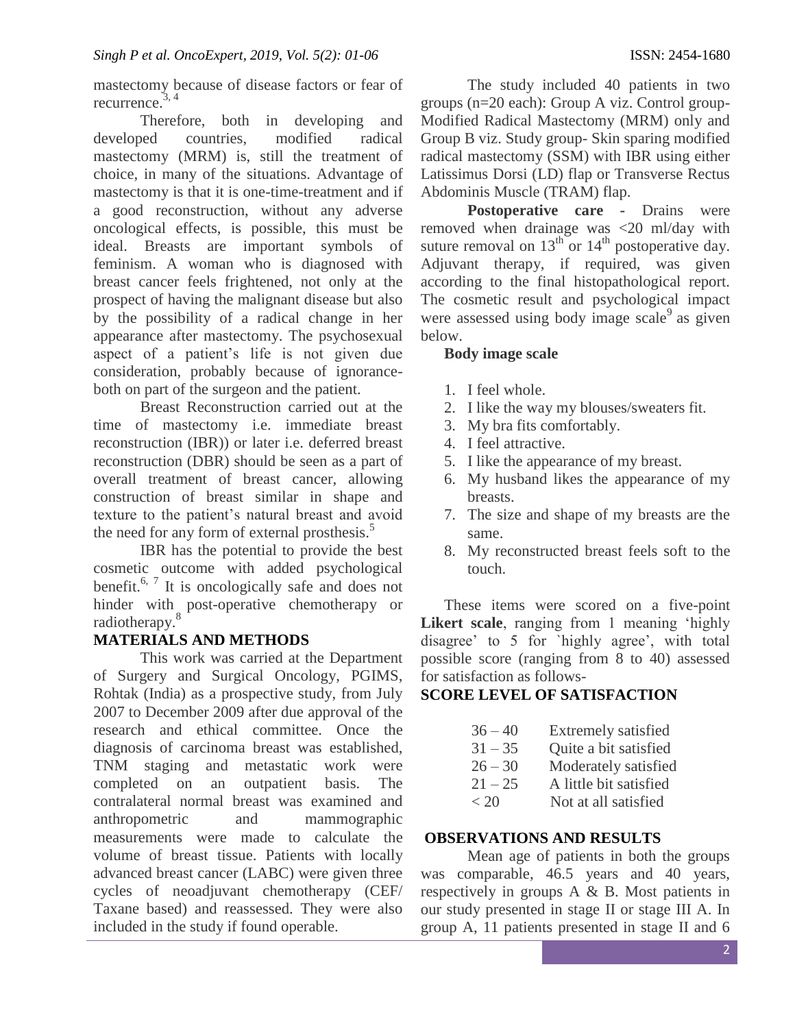mastectomy because of disease factors or fear of recurrence.[3, 4]

Therefore, both in developing and developed countries, modified radical mastectomy (MRM) is, still the treatment of choice, in many of the situations. Advantage of mastectomy is that it is one-time-treatment and if a good reconstruction, without any adverse oncological effects, is possible, this must be ideal. Breasts are important symbols of feminism. A woman who is diagnosed with breast cancer feels frightened, not only at the prospect of having the malignant disease but also by the possibility of a radical change in her appearance after mastectomy. The psychosexual aspect of a patient's life is not given due consideration, probably because of ignorance- both on part of the surgeon and the patient.

Breast Reconstruction carried out at the time of mastectomy i.e. immediate breast reconstruction (IBR)) or later i.e. deferred breast reconstruction (DBR) should be seen as a part of overall treatment of breast cancer, allowing construction of breast similar in shape and texture to the patient's natural breast and avoid the need for any form of external prosthesis.[5]

IBR has the potential to provide the best cosmetic outcome with added psychological benefit.[6, 7] It is oncologically safe and does not hinder with post-operative chemotherapy or radiotherapy.[8]

## MATERIALS AND METHODS

This work was carried at the Department of Surgery and Surgical Oncology, PGIMS, Rohtak (India) as a prospective study, from July 2007 to December 2009 after due approval of the research and ethical committee. Once the diagnosis of carcinoma breast was established, TNM staging and metastatic work were completed on an outpatient basis. The contralateral normal breast was examined and anthropometric and mammographic measurements were made to calculate the volume of breast tissue. Patients with locally advanced breast cancer (LABC) were given three cycles of neoadjuvant chemotherapy (CEF/ Taxane based) and reassessed. They were also included in the study if found operable.

The study included 40 patients in two groups (n=20 each): Group A viz. Control group- Modified Radical Mastectomy (MRM) only and Group B viz. Study group- Skin sparing modified radical mastectomy (SSM) with IBR using either Latissimus Dorsi (LD) flap or Transverse Rectus Abdominis Muscle (TRAM) flap.

**Postoperative care -** Drains were removed when drainage was <20 ml/day with suture removal on 13th or 14th postoperative day. Adjuvant therapy, if required, was given according to the final histopathological report. The cosmetic result and psychological impact were assessed using body image scale[9] as given below.

**Body image scale**

1. I feel whole.
2. I like the way my blouses/sweaters fit.
3. My bra fits comfortably.
4. I feel attractive.
5. I like the appearance of my breast.
6. My husband likes the appearance of my breasts.
7. The size and shape of my breasts are the same.
8. My reconstructed breast feels soft to the touch.

These items were scored on a five-point **Likert scale**, ranging from 1 meaning 'highly disagree' to 5 for `highly agree', with total possible score (ranging from 8 to 40) assessed for satisfaction as follows-

### SCORE LEVEL OF SATISFACTION

| Score | Level of satisfaction |
|---|---|
| 36 – 40 | Extremely satisfied |
| 31 – 35 | Quite a bit satisfied |
| 26 – 30 | Moderately satisfied |
| 21 – 25 | A little bit satisfied |
| < 20 | Not at all satisfied |

## OBSERVATIONS AND RESULTS

Mean age of patients in both the groups was comparable, 46.5 years and 40 years, respectively in groups A & B. Most patients in our study presented in stage II or stage III A. In group A, 11 patients presented in stage II and 6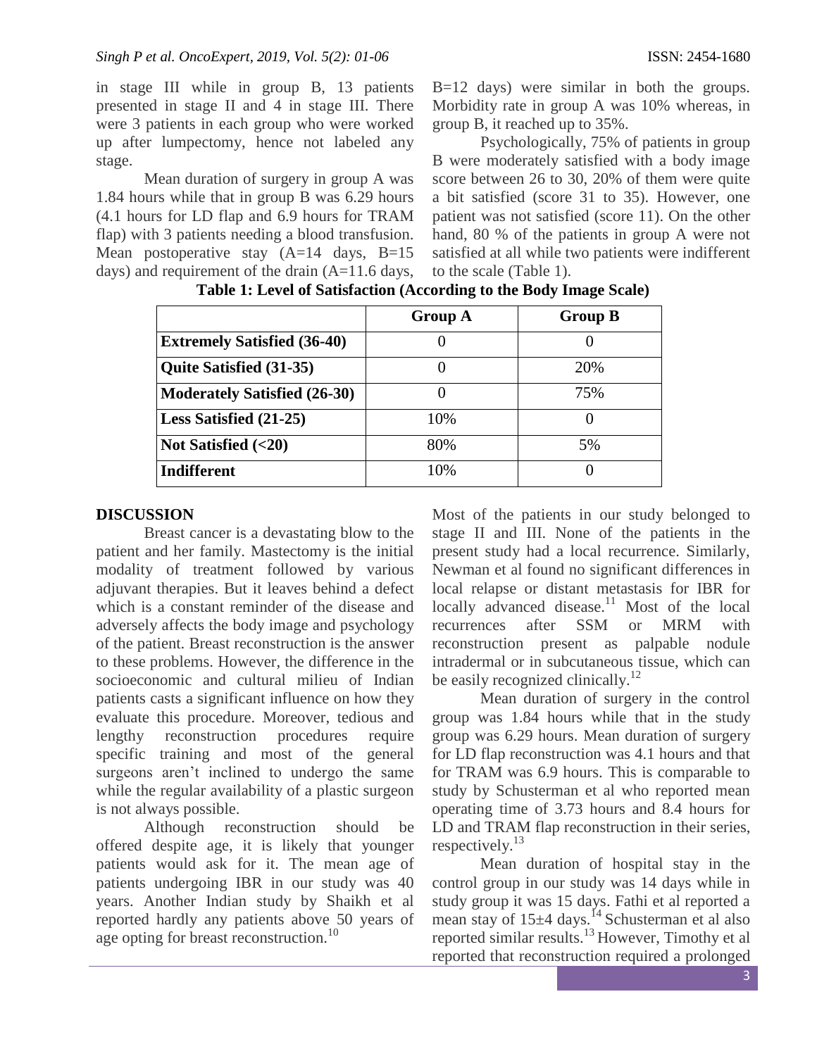in stage III while in group B, 13 patients presented in stage II and 4 in stage III. There were 3 patients in each group who were worked up after lumpectomy, hence not labeled any stage.

Mean duration of surgery in group A was 1.84 hours while that in group B was 6.29 hours (4.1 hours for LD flap and 6.9 hours for TRAM flap) with 3 patients needing a blood transfusion. Mean postoperative stay (A=14 days, B=15 days) and requirement of the drain (A=11.6 days, B=12 days) were similar in both the groups. Morbidity rate in group A was 10% whereas, in group B, it reached up to 35%.

Psychologically, 75% of patients in group B were moderately satisfied with a body image score between 26 to 30, 20% of them were quite a bit satisfied (score 31 to 35). However, one patient was not satisfied (score 11). On the other hand, 80 % of the patients in group A were not satisfied at all while two patients were indifferent to the scale (Table 1).

**Table 1: Level of Satisfaction (According to the Body Image Scale)**

| | Group A | Group B |
|---|---|---|
| **Extremely Satisfied (36-40)** | 0 | 0 |
| **Quite Satisfied (31-35)** | 0 | 20% |
| **Moderately Satisfied (26-30)** | 0 | 75% |
| **Less Satisfied (21-25)** | 10% | 0 |
| **Not Satisfied (<20)** | 80% | 5% |
| **Indifferent** | 10% | 0 |

## DISCUSSION

Breast cancer is a devastating blow to the patient and her family. Mastectomy is the initial modality of treatment followed by various adjuvant therapies. But it leaves behind a defect which is a constant reminder of the disease and adversely affects the body image and psychology of the patient. Breast reconstruction is the answer to these problems. However, the difference in the socioeconomic and cultural milieu of Indian patients casts a significant influence on how they evaluate this procedure. Moreover, tedious and lengthy reconstruction procedures require specific training and most of the general surgeons aren't inclined to undergo the same while the regular availability of a plastic surgeon is not always possible.

Although reconstruction should be offered despite age, it is likely that younger patients would ask for it. The mean age of patients undergoing IBR in our study was 40 years. Another Indian study by Shaikh et al reported hardly any patients above 50 years of age opting for breast reconstruction.[10]

Most of the patients in our study belonged to stage II and III. None of the patients in the present study had a local recurrence. Similarly, Newman et al found no significant differences in local relapse or distant metastasis for IBR for locally advanced disease.[11] Most of the local recurrences after SSM or MRM with reconstruction present as palpable nodule intradermal or in subcutaneous tissue, which can be easily recognized clinically.[12]

Mean duration of surgery in the control group was 1.84 hours while that in the study group was 6.29 hours. Mean duration of surgery for LD flap reconstruction was 4.1 hours and that for TRAM was 6.9 hours. This is comparable to study by Schusterman et al who reported mean operating time of 3.73 hours and 8.4 hours for LD and TRAM flap reconstruction in their series, respectively.[13]

Mean duration of hospital stay in the control group in our study was 14 days while in study group it was 15 days. Fathi et al reported a mean stay of 15±4 days.[14] Schusterman et al also reported similar results.[13] However, Timothy et al reported that reconstruction required a prolonged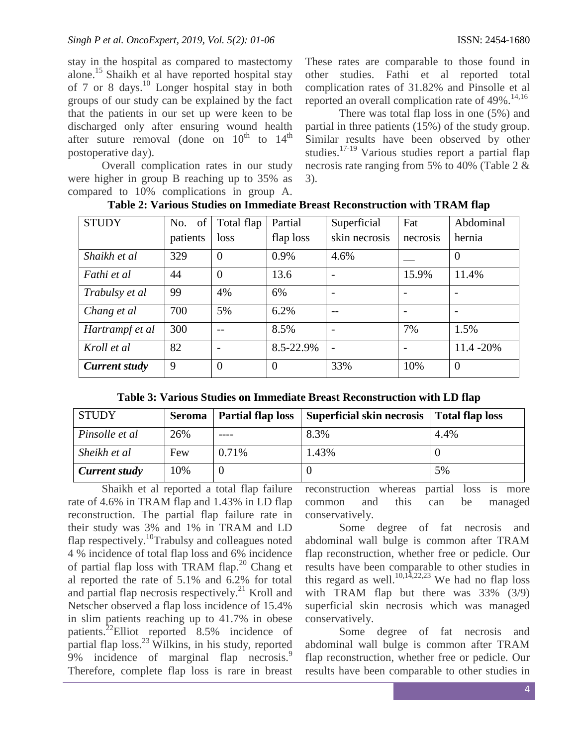stay in the hospital as compared to mastectomy alone.[15] Shaikh et al have reported hospital stay of 7 or 8 days.[10] Longer hospital stay in both groups of our study can be explained by the fact that the patients in our set up were keen to be discharged only after ensuring wound health after suture removal (done on 10th to 14th postoperative day).

Overall complication rates in our study were higher in group B reaching up to 35% as compared to 10% complications in group A. These rates are comparable to those found in other studies. Fathi et al reported total complication rates of 31.82% and Pinsolle et al reported an overall complication rate of 49%.[14,16]

There was total flap loss in one (5%) and partial in three patients (15%) of the study group. Similar results have been observed by other studies.[17-19] Various studies report a partial flap necrosis rate ranging from 5% to 40% (Table 2 & 3).

**Table 2: Various Studies on Immediate Breast Reconstruction with TRAM flap**

| STUDY | No. of patients | Total flap loss | Partial flap loss | Superficial skin necrosis | Fat necrosis | Abdominal hernia |
|---|---|---|---|---|---|---|
| *Shaikh et al* | 329 | 0 | 0.9% | 4.6% | __ | 0 |
| *Fathi et al* | 44 | 0 | 13.6 | - | 15.9% | 11.4% |
| *Trabulsy et al* | 99 | 4% | 6% | - | - | - |
| *Chang et al* | 700 | 5% | 6.2% | -- | - | - |
| *Hartrampf et al* | 300 | -- | 8.5% | - | 7% | 1.5% |
| *Kroll et al* | 82 | - | 8.5-22.9% | - | - | 11.4 -20% |
| ***Current study*** | 9 | 0 | 0 | 33% | 10% | 0 |

**Table 3: Various Studies on Immediate Breast Reconstruction with LD flap**

| STUDY | Seroma | Partial flap loss | Superficial skin necrosis | Total flap loss |
|---|---|---|---|---|
| *Pinsolle et al* | 26% | ---- | 8.3% | 4.4% |
| *Sheikh et al* | Few | 0.71% | 1.43% | 0 |
| ***Current study*** | 10% | 0 | 0 | 5% |

Shaikh et al reported a total flap failure rate of 4.6% in TRAM flap and 1.43% in LD flap reconstruction. The partial flap failure rate in their study was 3% and 1% in TRAM and LD flap respectively.[10] Trabulsy and colleagues noted 4 % incidence of total flap loss and 6% incidence of partial flap loss with TRAM flap.[20] Chang et al reported the rate of 5.1% and 6.2% for total and partial flap necrosis respectively.[21] Kroll and Netscher observed a flap loss incidence of 15.4% in slim patients reaching up to 41.7% in obese patients.[22] Elliot reported 8.5% incidence of partial flap loss.[23] Wilkins, in his study, reported 9% incidence of marginal flap necrosis.[9] Therefore, complete flap loss is rare in breast reconstruction whereas partial loss is more common and this can be managed conservatively.

Some degree of fat necrosis and abdominal wall bulge is common after TRAM flap reconstruction, whether free or pedicle. Our results have been comparable to other studies in this regard as well.[10,14,22,23] We had no flap loss with TRAM flap but there was 33% (3/9) superficial skin necrosis which was managed conservatively.

Some degree of fat necrosis and abdominal wall bulge is common after TRAM flap reconstruction, whether free or pedicle. Our results have been comparable to other studies in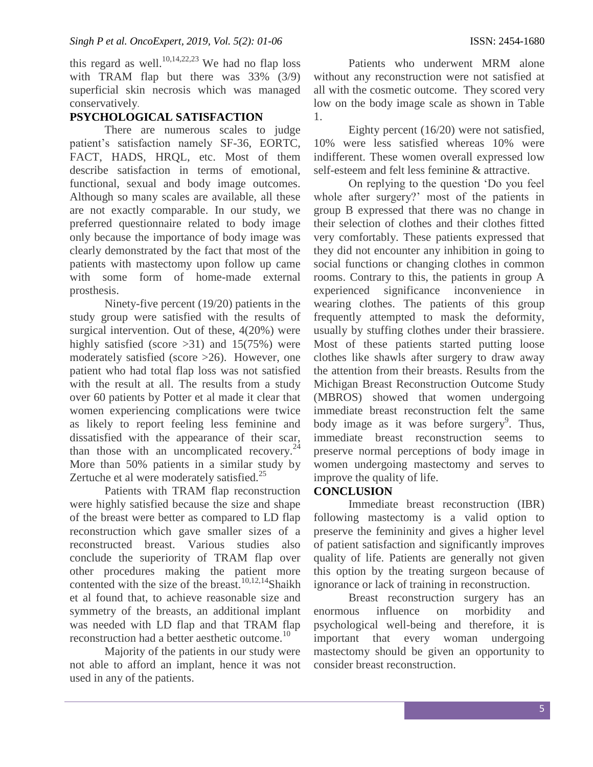this regard as well.[10,14,22,23] We had no flap loss with TRAM flap but there was 33% (3/9) superficial skin necrosis which was managed conservatively.

## PSYCHOLOGICAL SATISFACTION

There are numerous scales to judge patient's satisfaction namely SF-36, EORTC, FACT, HADS, HRQL, etc. Most of them describe satisfaction in terms of emotional, functional, sexual and body image outcomes. Although so many scales are available, all these are not exactly comparable. In our study, we preferred questionnaire related to body image only because the importance of body image was clearly demonstrated by the fact that most of the patients with mastectomy upon follow up came with some form of home-made external prosthesis.

Ninety-five percent (19/20) patients in the study group were satisfied with the results of surgical intervention. Out of these, 4(20%) were highly satisfied (score >31) and 15(75%) were moderately satisfied (score >26). However, one patient who had total flap loss was not satisfied with the result at all. The results from a study over 60 patients by Potter et al made it clear that women experiencing complications were twice as likely to report feeling less feminine and dissatisfied with the appearance of their scar, than those with an uncomplicated recovery.[24] More than 50% patients in a similar study by Zertuche et al were moderately satisfied.[25]

Patients with TRAM flap reconstruction were highly satisfied because the size and shape of the breast were better as compared to LD flap reconstruction which gave smaller sizes of a reconstructed breast. Various studies also conclude the superiority of TRAM flap over other procedures making the patient more contented with the size of the breast.[10,12,14]Shaikh et al found that, to achieve reasonable size and symmetry of the breasts, an additional implant was needed with LD flap and that TRAM flap reconstruction had a better aesthetic outcome.[10]

Majority of the patients in our study were not able to afford an implant, hence it was not used in any of the patients.

Patients who underwent MRM alone without any reconstruction were not satisfied at all with the cosmetic outcome. They scored very low on the body image scale as shown in Table 1.

Eighty percent (16/20) were not satisfied, 10% were less satisfied whereas 10% were indifferent. These women overall expressed low self-esteem and felt less feminine & attractive.

On replying to the question 'Do you feel whole after surgery?' most of the patients in group B expressed that there was no change in their selection of clothes and their clothes fitted very comfortably. These patients expressed that they did not encounter any inhibition in going to social functions or changing clothes in common rooms. Contrary to this, the patients in group A experienced significance inconvenience in wearing clothes. The patients of this group frequently attempted to mask the deformity, usually by stuffing clothes under their brassiere. Most of these patients started putting loose clothes like shawls after surgery to draw away the attention from their breasts. Results from the Michigan Breast Reconstruction Outcome Study (MBROS) showed that women undergoing immediate breast reconstruction felt the same body image as it was before surgery[9]. Thus, immediate breast reconstruction seems to preserve normal perceptions of body image in women undergoing mastectomy and serves to improve the quality of life.

## CONCLUSION

Immediate breast reconstruction (IBR) following mastectomy is a valid option to preserve the femininity and gives a higher level of patient satisfaction and significantly improves quality of life. Patients are generally not given this option by the treating surgeon because of ignorance or lack of training in reconstruction.

Breast reconstruction surgery has an enormous influence on morbidity and psychological well-being and therefore, it is important that every woman undergoing mastectomy should be given an opportunity to consider breast reconstruction.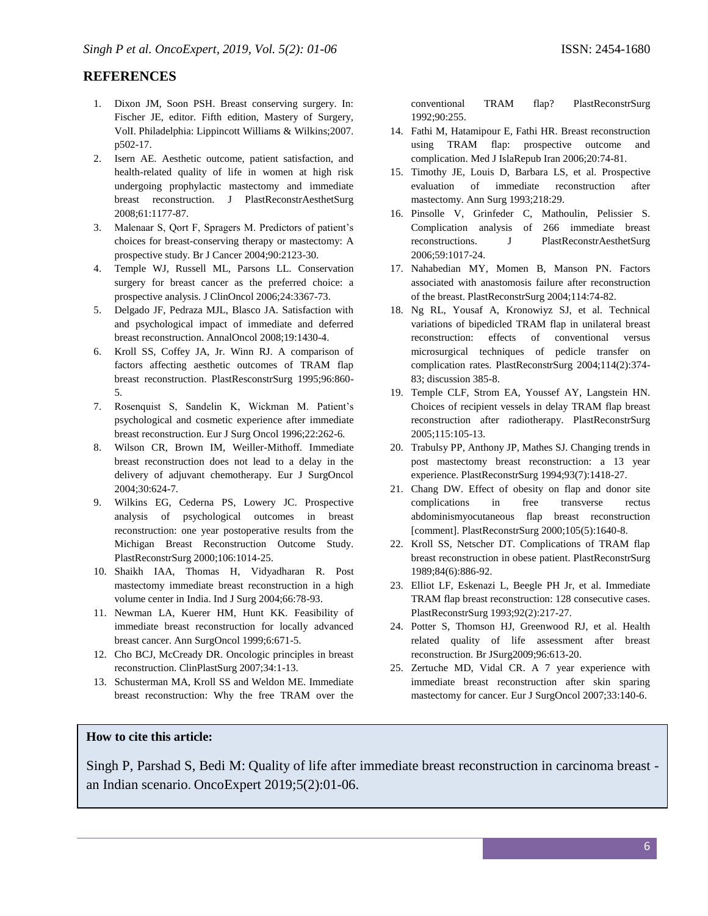## REFERENCES

1. Dixon JM, Soon PSH. Breast conserving surgery. In: Fischer JE, editor. Fifth edition, Mastery of Surgery, VolI. Philadelphia: Lippincott Williams & Wilkins;2007. p502-17.
2. Isern AE. Aesthetic outcome, patient satisfaction, and health-related quality of life in women at high risk undergoing prophylactic mastectomy and immediate breast reconstruction. J PlastReconstrAesthetSurg 2008;61:1177-87.
3. Malenaar S, Qort F, Spragers M. Predictors of patient's choices for breast-conserving therapy or mastectomy: A prospective study. Br J Cancer 2004;90:2123-30.
4. Temple WJ, Russell ML, Parsons LL. Conservation surgery for breast cancer as the preferred choice: a prospective analysis. J ClinOncol 2006;24:3367-73.
5. Delgado JF, Pedraza MJL, Blasco JA. Satisfaction with and psychological impact of immediate and deferred breast reconstruction. AnnalOncol 2008;19:1430-4.
6. Kroll SS, Coffey JA, Jr. Winn RJ. A comparison of factors affecting aesthetic outcomes of TRAM flap breast reconstruction. PlastResconstrSurg 1995;96:860-5.
7. Rosenquist S, Sandelin K, Wickman M. Patient's psychological and cosmetic experience after immediate breast reconstruction. Eur J Surg Oncol 1996;22:262-6.
8. Wilson CR, Brown IM, Weiller-Mithoff. Immediate breast reconstruction does not lead to a delay in the delivery of adjuvant chemotherapy. Eur J SurgOncol 2004;30:624-7.
9. Wilkins EG, Cederna PS, Lowery JC. Prospective analysis of psychological outcomes in breast reconstruction: one year postoperative results from the Michigan Breast Reconstruction Outcome Study. PlastReconstrSurg 2000;106:1014-25.
10. Shaikh IAA, Thomas H, Vidyadharan R. Post mastectomy immediate breast reconstruction in a high volume center in India. Ind J Surg 2004;66:78-93.
11. Newman LA, Kuerer HM, Hunt KK. Feasibility of immediate breast reconstruction for locally advanced breast cancer. Ann SurgOncol 1999;6:671-5.
12. Cho BCJ, McCready DR. Oncologic principles in breast reconstruction. ClinPlastSurg 2007;34:1-13.
13. Schusterman MA, Kroll SS and Weldon ME. Immediate breast reconstruction: Why the free TRAM over the conventional TRAM flap? PlastReconstrSurg 1992;90:255.
14. Fathi M, Hatamipour E, Fathi HR. Breast reconstruction using TRAM flap: prospective outcome and complication. Med J IslaRepub Iran 2006;20:74-81.
15. Timothy JE, Louis D, Barbara LS, et al. Prospective evaluation of immediate reconstruction after mastectomy. Ann Surg 1993;218:29.
16. Pinsolle V, Grinfeder C, Mathoulin, Pelissier S. Complication analysis of 266 immediate breast reconstructions. J PlastReconstrAesthetSurg 2006;59:1017-24.
17. Nahabedian MY, Momen B, Manson PN. Factors associated with anastomosis failure after reconstruction of the breast. PlastReconstrSurg 2004;114:74-82.
18. Ng RL, Yousaf A, Kronowiyz SJ, et al. Technical variations of bipedicled TRAM flap in unilateral breast reconstruction: effects of conventional versus microsurgical techniques of pedicle transfer on complication rates. PlastReconstrSurg 2004;114(2):374-83; discussion 385-8.
19. Temple CLF, Strom EA, Youssef AY, Langstein HN. Choices of recipient vessels in delay TRAM flap breast reconstruction after radiotherapy. PlastReconstrSurg 2005;115:105-13.
20. Trabulsy PP, Anthony JP, Mathes SJ. Changing trends in post mastectomy breast reconstruction: a 13 year experience. PlastReconstrSurg 1994;93(7):1418-27.
21. Chang DW. Effect of obesity on flap and donor site complications in free transverse rectus abdominismyocutaneous flap breast reconstruction [comment]. PlastReconstrSurg 2000;105(5):1640-8.
22. Kroll SS, Netscher DT. Complications of TRAM flap breast reconstruction in obese patient. PlastReconstrSurg 1989;84(6):886-92.
23. Elliot LF, Eskenazi L, Beegle PH Jr, et al. Immediate TRAM flap breast reconstruction: 128 consecutive cases. PlastReconstrSurg 1993;92(2):217-27.
24. Potter S, Thomson HJ, Greenwood RJ, et al. Health related quality of life assessment after breast reconstruction. Br JSurg2009;96:613-20.
25. Zertuche MD, Vidal CR. A 7 year experience with immediate breast reconstruction after skin sparing mastectomy for cancer. Eur J SurgOncol 2007;33:140-6.

**How to cite this article:**

Singh P, Parshad S, Bedi M: Quality of life after immediate breast reconstruction in carcinoma breast - an Indian scenario. OncoExpert 2019;5(2):01-06.